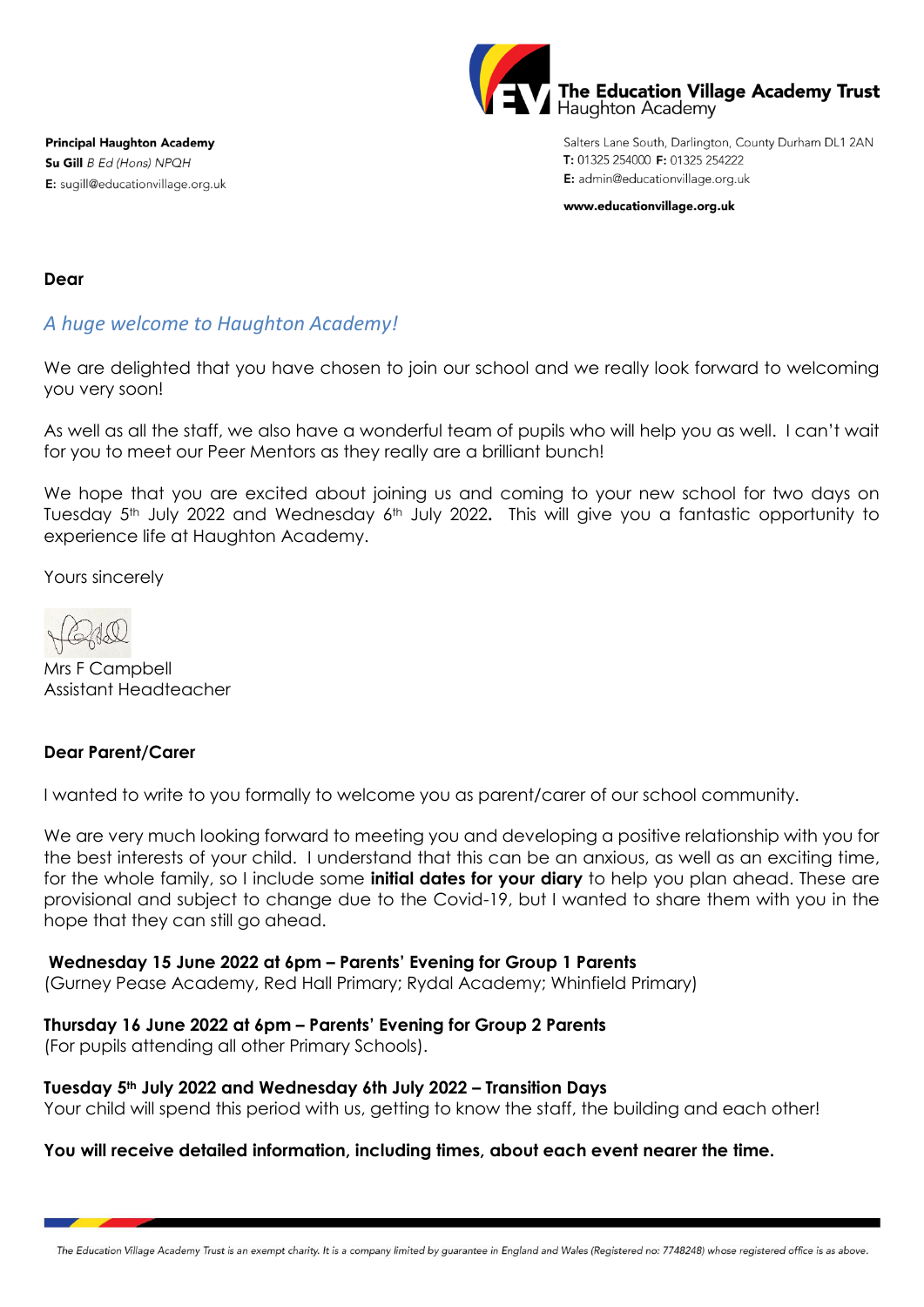**The Education Village Academy Trust**
Haughton Academy

**Principal Haughton Academy**
**Su Gill** *B Ed (Hons) NPQH*
**E:** sugill@educationvillage.org.uk

Salters Lane South, Darlington, County Durham DL1 2AN
**T:** 01325 254000 **F:** 01325 254222
**E:** admin@educationvillage.org.uk

**www.educationvillage.org.uk**

**Dear**

*A huge welcome to Haughton Academy!*

We are delighted that you have chosen to join our school and we really look forward to welcoming you very soon!

As well as all the staff, we also have a wonderful team of pupils who will help you as well. I can't wait for you to meet our Peer Mentors as they really are a brilliant bunch!

We hope that you are excited about joining us and coming to your new school for two days on Tuesday 5th July 2022 and Wednesday 6th July 2022**.** This will give you a fantastic opportunity to experience life at Haughton Academy.

Yours sincerely

Mrs F Campbell
Assistant Headteacher

**Dear Parent/Carer**

I wanted to write to you formally to welcome you as parent/carer of our school community.

We are very much looking forward to meeting you and developing a positive relationship with you for the best interests of your child. I understand that this can be an anxious, as well as an exciting time, for the whole family, so I include some **initial dates for your diary** to help you plan ahead. These are provisional and subject to change due to the Covid-19, but I wanted to share them with you in the hope that they can still go ahead.

**Wednesday 15 June 2022 at 6pm – Parents' Evening for Group 1 Parents**
(Gurney Pease Academy, Red Hall Primary; Rydal Academy; Whinfield Primary)

**Thursday 16 June 2022 at 6pm – Parents' Evening for Group 2 Parents**
(For pupils attending all other Primary Schools).

**Tuesday 5th July 2022 and Wednesday 6th July 2022 – Transition Days**
Your child will spend this period with us, getting to know the staff, the building and each other!

**You will receive detailed information, including times, about each event nearer the time.**

*The Education Village Academy Trust is an exempt charity. It is a company limited by guarantee in England and Wales (Registered no: 7748248) whose registered office is as above.*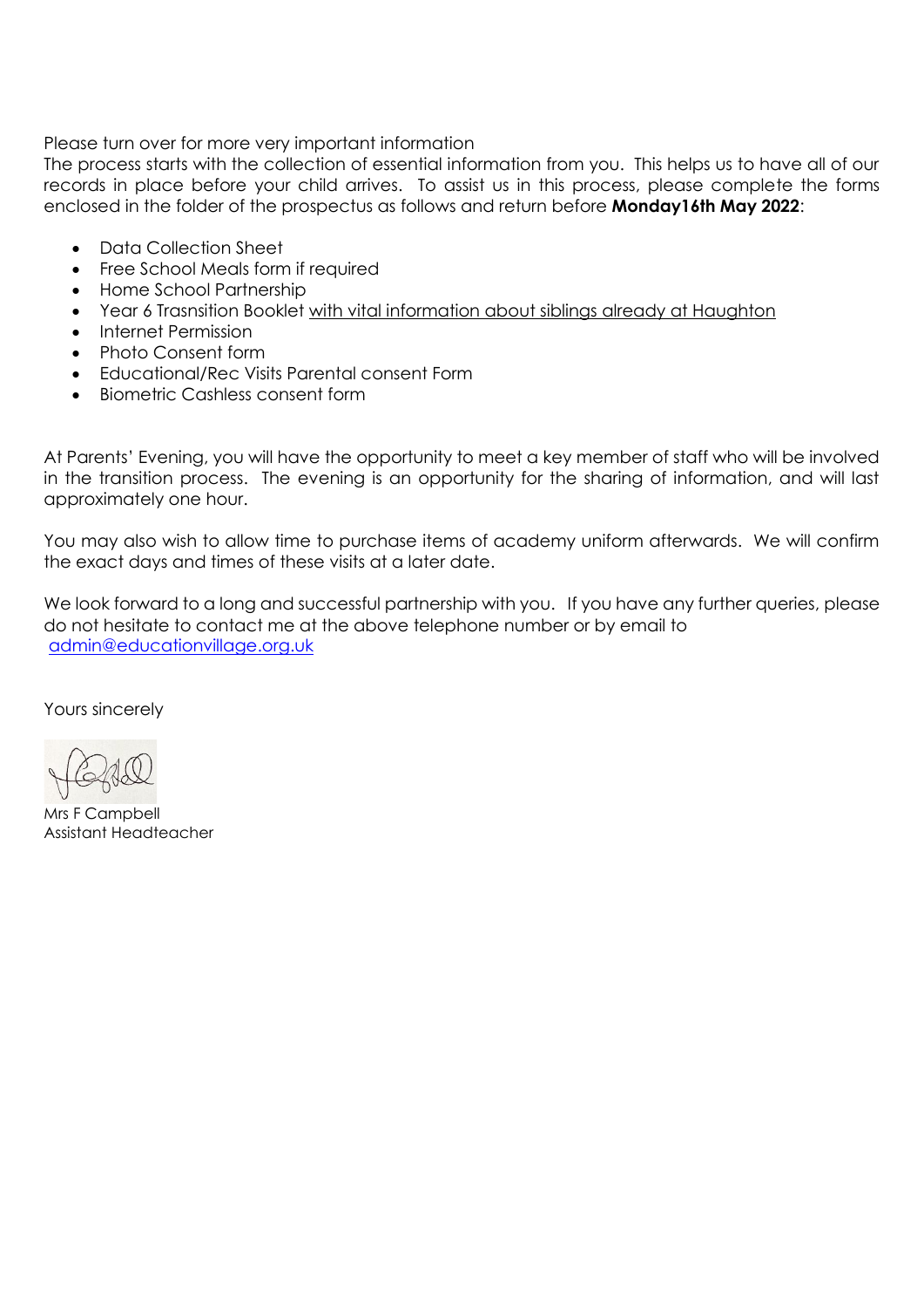Please turn over for more very important information

The process starts with the collection of essential information from you. This helps us to have all of our records in place before your child arrives. To assist us in this process, please complete the forms enclosed in the folder of the prospectus as follows and return before **Monday16th May 2022**:

- Data Collection Sheet
- Free School Meals form if required
- Home School Partnership
- Year 6 Trasnsition Booklet with vital information about siblings already at Haughton
- Internet Permission
- Photo Consent form
- Educational/Rec Visits Parental consent Form
- Biometric Cashless consent form

At Parents' Evening, you will have the opportunity to meet a key member of staff who will be involved in the transition process. The evening is an opportunity for the sharing of information, and will last approximately one hour.

You may also wish to allow time to purchase items of academy uniform afterwards. We will confirm the exact days and times of these visits at a later date.

We look forward to a long and successful partnership with you. If you have any further queries, please do not hesitate to contact me at the above telephone number or by email to admin@educationvillage.org.uk

Yours sincerely

Mrs F Campbell
Assistant Headteacher